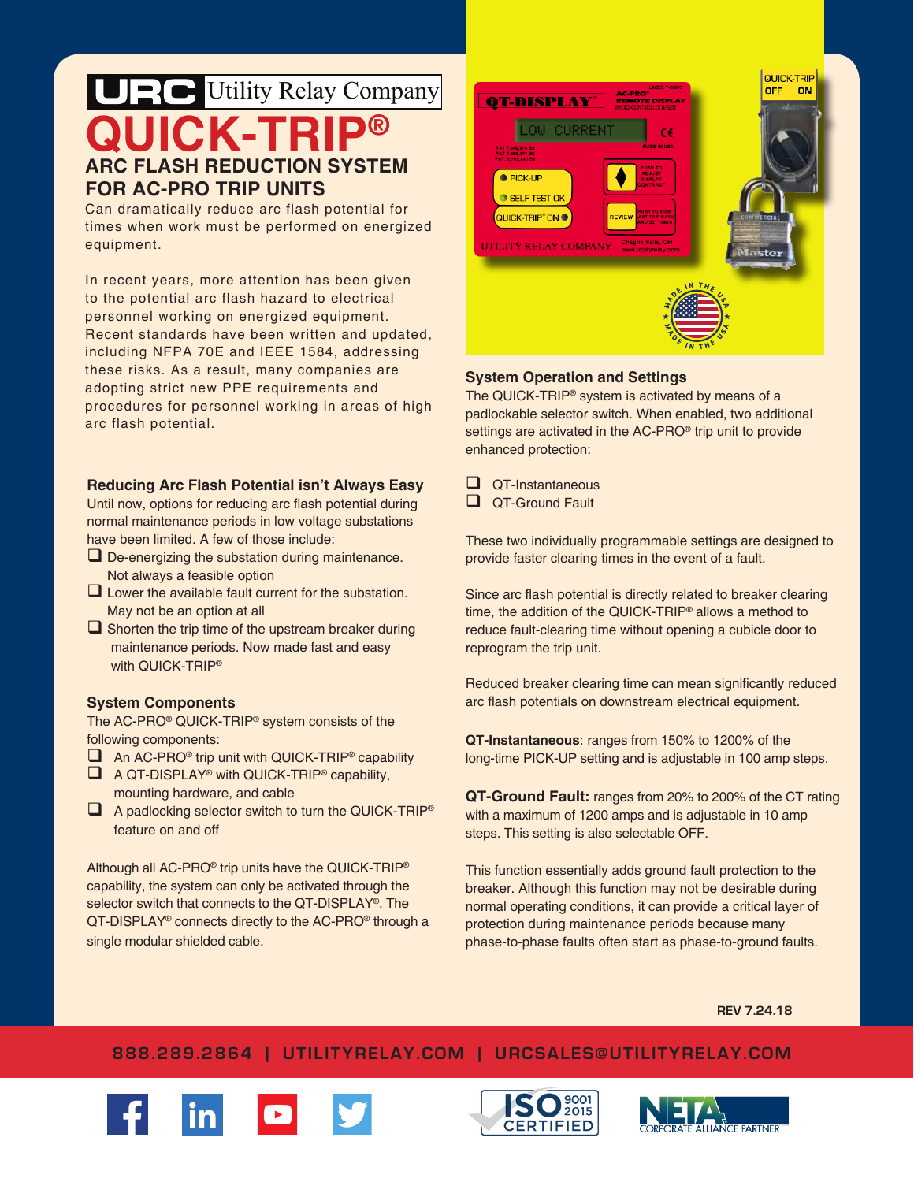URC Utility Relay Company

# QUICK-TRIP®

## ARC FLASH REDUCTION SYSTEM FOR AC-PRO TRIP UNITS

Can dramatically reduce arc flash potential for times when work must be performed on energized equipment.

In recent years, more attention has been given to the potential arc flash hazard to electrical personnel working on energized equipment. Recent standards have been written and updated, including NFPA 70E and IEEE 1584, addressing these risks. As a result, many companies are adopting strict new PPE requirements and procedures for personnel working in areas of high arc flash potential.

### Reducing Arc Flash Potential isn't Always Easy

Until now, options for reducing arc flash potential during normal maintenance periods in low voltage substations have been limited. A few of those include:

- ❑ De-energizing the substation during maintenance. Not always a feasible option
- ❑ Lower the available fault current for the substation. May not be an option at all
- ❑ Shorten the trip time of the upstream breaker during maintenance periods. Now made fast and easy with QUICK-TRIP®

### System Components

The AC-PRO® QUICK-TRIP® system consists of the following components:

- ❑ An AC-PRO® trip unit with QUICK-TRIP® capability
- ❑ A QT-DISPLAY® with QUICK-TRIP® capability, mounting hardware, and cable
- ❑ A padlocking selector switch to turn the QUICK-TRIP® feature on and off

Although all AC-PRO® trip units have the QUICK-TRIP® capability, the system can only be activated through the selector switch that connects to the QT-DISPLAY®. The QT-DISPLAY® connects directly to the AC-PRO® through a single modular shielded cable.

### System Operation and Settings

The QUICK-TRIP® system is activated by means of a padlockable selector switch. When enabled, two additional settings are activated in the AC-PRO® trip unit to provide enhanced protection:

- ❑ QT-Instantaneous
- ❑ QT-Ground Fault

These two individually programmable settings are designed to provide faster clearing times in the event of a fault.

Since arc flash potential is directly related to breaker clearing time, the addition of the QUICK-TRIP® allows a method to reduce fault-clearing time without opening a cubicle door to reprogram the trip unit.

Reduced breaker clearing time can mean significantly reduced arc flash potentials on downstream electrical equipment.

**QT-Instantaneous**: ranges from 150% to 1200% of the long-time PICK-UP setting and is adjustable in 100 amp steps.

**QT-Ground Fault:** ranges from 20% to 200% of the CT rating with a maximum of 1200 amps and is adjustable in 10 amp steps. This setting is also selectable OFF.

This function essentially adds ground fault protection to the breaker. Although this function may not be desirable during normal operating conditions, it can provide a critical layer of protection during maintenance periods because many phase-to-phase faults often start as phase-to-ground faults.

REV 7.24.18

888.289.2864 | UTILITYRELAY.COM | URCSALES@UTILITYRELAY.COM

ISO 9001 2015 CERTIFIED

NETA CORPORATE ALLIANCE PARTNER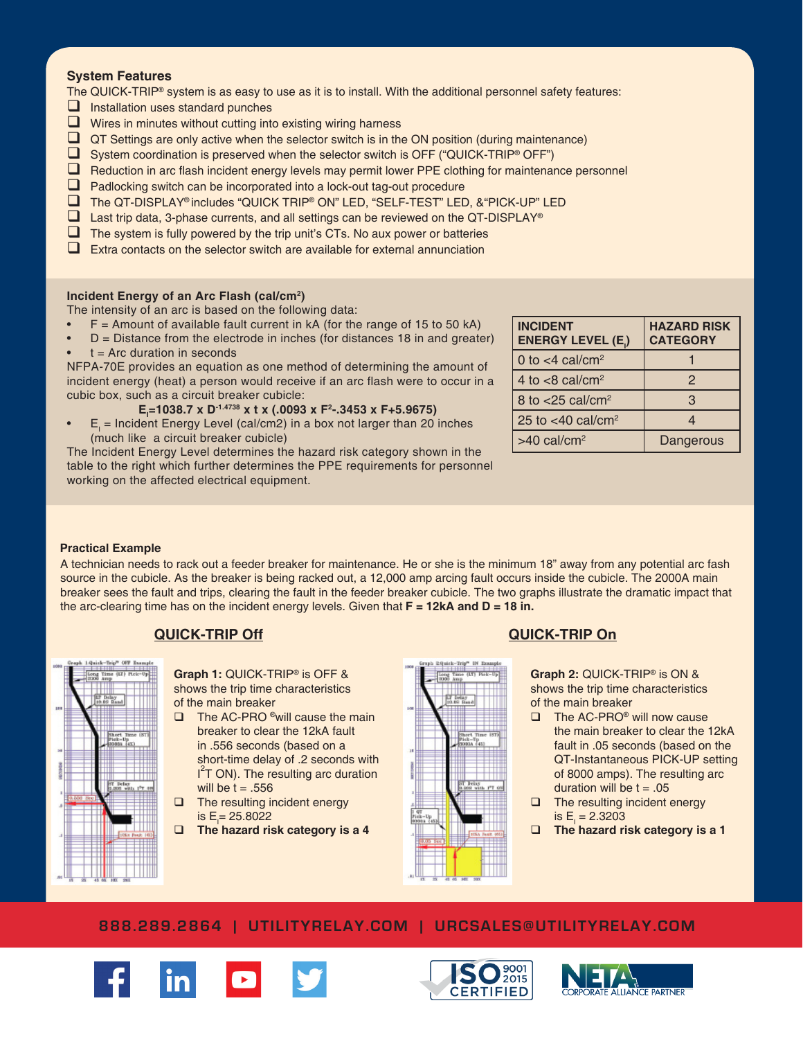## System Features

The QUICK-TRIP® system is as easy to use as it is to install. With the additional personnel safety features:

- ❑ Installation uses standard punches
- ❑ Wires in minutes without cutting into existing wiring harness
- ❑ QT Settings are only active when the selector switch is in the ON position (during maintenance)
- ❑ System coordination is preserved when the selector switch is OFF ("QUICK-TRIP® OFF")
- ❑ Reduction in arc flash incident energy levels may permit lower PPE clothing for maintenance personnel
- ❑ Padlocking switch can be incorporated into a lock-out tag-out procedure
- ❑ The QT-DISPLAY® includes "QUICK TRIP® ON" LED, "SELF-TEST" LED, &"PICK-UP" LED
- ❑ Last trip data, 3-phase currents, and all settings can be reviewed on the QT-DISPLAY®
- ❑ The system is fully powered by the trip unit's CTs. No aux power or batteries
- ❑ Extra contacts on the selector switch are available for external annunciation

## Incident Energy of an Arc Flash (cal/cm²)

The intensity of an arc is based on the following data:

- F = Amount of available fault current in kA (for the range of 15 to 50 kA)
- D = Distance from the electrode in inches (for distances 18 in and greater)
- t = Arc duration in seconds

NFPA-70E provides an equation as one method of determining the amount of incident energy (heat) a person would receive if an arc flash were to occur in a cubic box, such as a circuit breaker cubicle:

$$E_I = 1038.7 \times D^{-1.4738} \times t \times (.0093 \times F^2 - .3453 \times F + 5.9675)$$

- $E_I$ = Incident Energy Level (cal/cm2) in a box not larger than 20 inches (much like a circuit breaker cubicle)

The Incident Energy Level determines the hazard risk category shown in the table to the right which further determines the PPE requirements for personnel working on the affected electrical equipment.

| INCIDENT ENERGY LEVEL ($E_I$) | HAZARD RISK CATEGORY |
|---|---|
| 0 to <4 cal/cm² | 1 |
| 4 to <8 cal/cm² | 2 |
| 8 to <25 cal/cm² | 3 |
| 25 to <40 cal/cm² | 4 |
| >40 cal/cm² | Dangerous |

## Practical Example

A technician needs to rack out a feeder breaker for maintenance. He or she is the minimum 18" away from any potential arc fash source in the cubicle. As the breaker is being racked out, a 12,000 amp arcing fault occurs inside the cubicle. The 2000A main breaker sees the fault and trips, clearing the fault in the feeder breaker cubicle. The two graphs illustrate the dramatic impact that the arc-clearing time has on the incident energy levels. Given that **F = 12kA and D = 18 in.**

### QUICK-TRIP Off

**Graph 1:** QUICK-TRIP® is OFF & shows the trip time characteristics of the main breaker

- ❑ The AC-PRO ®will cause the main breaker to clear the 12kA fault in .556 seconds (based on a short-time delay of .2 seconds with $I^2T$ ON). The resulting arc duration will be t = .556
- ❑ The resulting incident energy is $E_I$ = 25.8022
- ❑ **The hazard risk category is a 4**

### QUICK-TRIP On

**Graph 2:** QUICK-TRIP® is ON & shows the trip time characteristics of the main breaker

- ❑ The AC-PRO® will now cause the main breaker to clear the 12kA fault in .05 seconds (based on the QT-Instantaneous PICK-UP setting of 8000 amps). The resulting arc duration will be t = .05
- ❑ The resulting incident energy is $E_I$ = 2.3203
- ❑ **The hazard risk category is a 1**

888.289.2864 | UTILITYRELAY.COM | URCSALES@UTILITYRELAY.COM